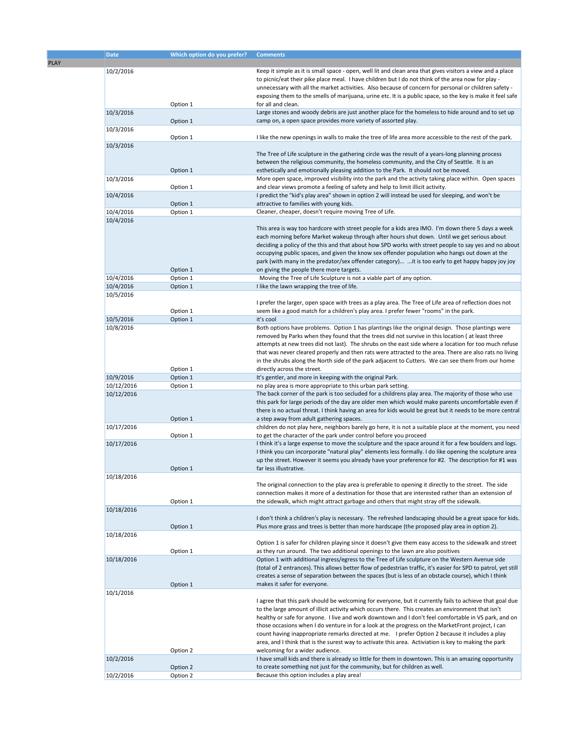|  | Date | Which option do you prefer? | Comments |
|---|---|---|---|
| PLAY |  |  |  |
|  | 10/2/2016 | Option 1 | Keep it simple as it is small space - open, well lit and clean area that gives visitors a view and a place to picnic/eat their pike place meal. I have children but I do not think of the area now for play - unnecessary with all the market activities. Also because of concern for personal or children safety - exposing them to the smells of marijuana, urine etc. It is a public space, so the key is make it feel safe for all and clean. |
|  | 10/3/2016 | Option 1 | Large stones and woody debris are just another place for the homeless to hide around and to set up camp on, a open space provides more variety of assorted play. |
|  | 10/3/2016 | Option 1 | I like the new openings in walls to make the tree of life area more accessible to the rest of the park. |
|  | 10/3/2016 | Option 1 | The Tree of Life sculpture in the gathering circle was the result of a years-long planning process between the religious community, the homeless community, and the City of Seattle. It is an esthetically and emotionally pleasing addition to the Park. It should not be moved. |
|  | 10/3/2016 | Option 1 | More open space, improved visibility into the park and the activity taking place within. Open spaces and clear views promote a feeling of safety and help to limit illicit activity. |
|  | 10/4/2016 | Option 1 | I predict the "kid's play area" shown in option 2 will instead be used for sleeping, and won't be attractive to families with young kids. |
|  | 10/4/2016 | Option 1 | Cleaner, cheaper, doesn't require moving Tree of Life. |
|  | 10/4/2016 | Option 1 | This area is way too hardcore with street people for a kids area IMO. I'm down there 5 days a week each morning before Market wakeup through after hours shut down. Until we get serious about deciding a policy of the this and that about how SPD works with street people to say yes and no about occupying public spaces, and given the know sex offender population who hangs out down at the park (with many in the predator/sex offender category)... ...it is too early to get happy happy joy joy on giving the people there more targets. |
|  | 10/4/2016 | Option 1 | Moving the Tree of Life Sculpture is not a viable part of any option. |
|  | 10/4/2016 | Option 1 | I like the lawn wrapping the tree of life. |
|  | 10/5/2016 | Option 1 | I prefer the larger, open space with trees as a play area. The Tree of Life area of reflection does not seem like a good match for a children's play area. I prefer fewer "rooms" in the park. |
|  | 10/5/2016 | Option 1 | it's cool |
|  | 10/8/2016 | Option 1 | Both options have problems. Option 1 has plantings like the original design. Those plantings were removed by Parks when they found that the trees did not survive in this location ( at least three attempts at new trees did not last). The shrubs on the east side where a location for too much refuse that was never cleared properly and then rats were attracted to the area. There are also rats no living in the shrubs along the North side of the park adjacent to Cutters. We can see them from our home directly across the street. |
|  | 10/9/2016 | Option 1 | It's gentler, and more in keeping with the original Park. |
|  | 10/12/2016 | Option 1 | no play area is more appropriate to this urban park setting. |
|  | 10/12/2016 | Option 1 | The back corner of the park is too secluded for a childrens play area. The majority of those who use this park for large periods of the day are older men which would make parents uncomfortable even if there is no actual threat. I think having an area for kids would be great but it needs to be more central a step away from adult gathering spaces. |
|  | 10/17/2016 | Option 1 | children do not play here, neighbors barely go here, it is not a suitable place at the moment, you need to get the character of the park under control before you proceed |
|  | 10/17/2016 | Option 1 | I think it's a large expense to move the sculpture and the space around it for a few boulders and logs. I think you can incorporate "natural play" elements less formally. I do like opening the sculpture area up the street. However it seems you already have your preference for #2. The description for #1 was far less illustrative. |
|  | 10/18/2016 | Option 1 | The original connection to the play area is preferable to opening it directly to the street. The side connection makes it more of a destination for those that are interested rather than an extension of the sidewalk, which might attract garbage and others that might stray off the sidewalk. |
|  | 10/18/2016 | Option 1 | I don't think a children's play is necessary. The refreshed landscaping should be a great space for kids. Plus more grass and trees is better than more hardscape (the proposed play area in option 2). |
|  | 10/18/2016 | Option 1 | Option 1 is safer for children playing since it doesn't give them easy access to the sidewalk and street as they run around. The two additional openings to the lawn are also positives |
|  | 10/18/2016 | Option 1 | Option 1 with additional ingress/egress to the Tree of Life sculpture on the Western Avenue side (total of 2 entrances). This allows better flow of pedestrian traffic, it's easier for SPD to patrol, yet still creates a sense of separation between the spaces (but is less of an obstacle course), which I think makes it safer for everyone. |
|  | 10/1/2016 | Option 2 | I agree that this park should be welcoming for everyone, but it currently fails to achieve that goal due to the large amount of illicit activity which occurs there. This creates an environment that isn't healthy or safe for anyone. I live and work downtown and I don't feel comfortable in VS park, and on those occasions when I do venture in for a look at the progress on the MarketFront project, I can count having inappropriate remarks directed at me. I prefer Option 2 because it includes a play area, and I think that is the surest way to activate this area. Activiation is key to making the park welcoming for a wider audience. |
|  | 10/2/2016 | Option 2 | I have small kids and there is already so little for them in downtown. This is an amazing opportunity to create something not just for the community, but for children as well. |
|  | 10/2/2016 | Option 2 | Because this option includes a play area! |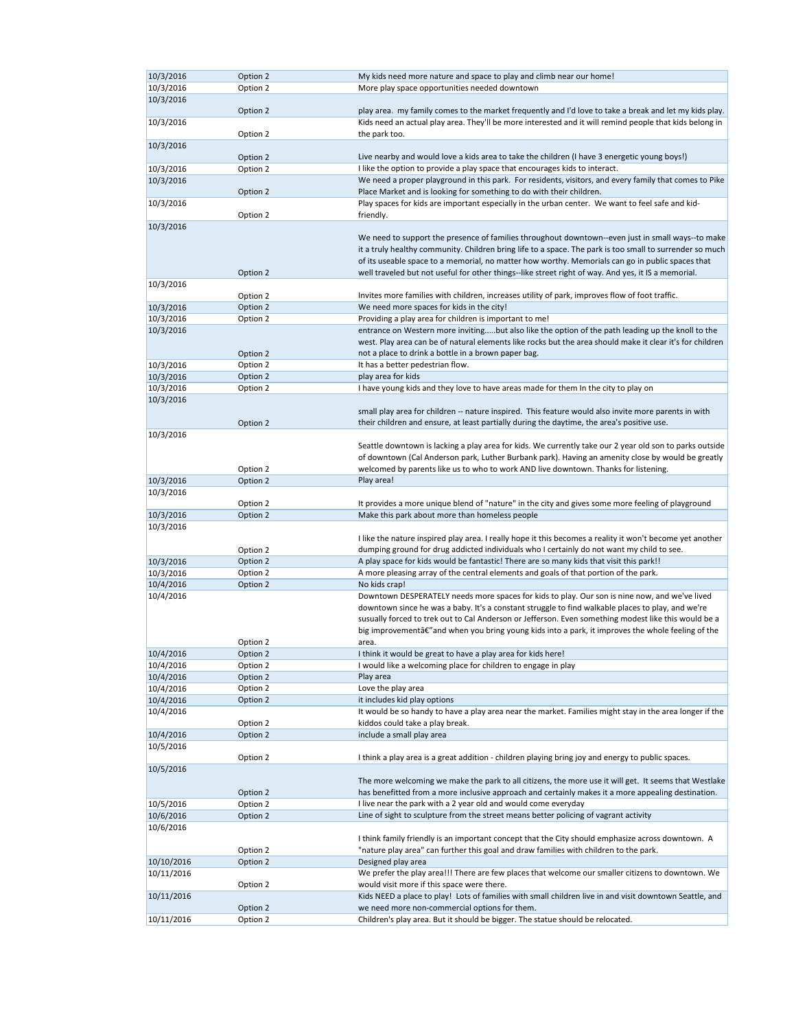| | | |
|---|---|---|
| 10/3/2016 | Option 2 | My kids need more nature and space to play and climb near our home! |
| 10/3/2016 | Option 2 | More play space opportunities needed downtown |
| 10/3/2016 | Option 2 | play area. my family comes to the market frequently and I'd love to take a break and let my kids play. |
| 10/3/2016 | Option 2 | Kids need an actual play area. They'll be more interested and it will remind people that kids belong in the park too. |
| 10/3/2016 | Option 2 | Live nearby and would love a kids area to take the children (I have 3 energetic young boys!) |
| 10/3/2016 | Option 2 | I like the option to provide a play space that encourages kids to interact. |
| 10/3/2016 | Option 2 | We need a proper playground in this park. For residents, visitors, and every family that comes to Pike Place Market and is looking for something to do with their children. |
| 10/3/2016 | Option 2 | Play spaces for kids are important especially in the urban center. We want to feel safe and kid-friendly. |
| 10/3/2016 | Option 2 | We need to support the presence of families throughout downtown--even just in small ways--to make it a truly healthy community. Children bring life to a space. The park is too small to surrender so much of its useable space to a memorial, no matter how worthy. Memorials can go in public spaces that well traveled but not useful for other things--like street right of way. And yes, it IS a memorial. |
| 10/3/2016 | Option 2 | Invites more families with children, increases utility of park, improves flow of foot traffic. |
| 10/3/2016 | Option 2 | We need more spaces for kids in the city! |
| 10/3/2016 | Option 2 | Providing a play area for children is important to me! |
| 10/3/2016 | Option 2 | entrance on Western more inviting.....but also like the option of the path leading up the knoll to the west. Play area can be of natural elements like rocks but the area should make it clear it's for children not a place to drink a bottle in a brown paper bag. |
| 10/3/2016 | Option 2 | It has a better pedestrian flow. |
| 10/3/2016 | Option 2 | play area for kids |
| 10/3/2016 | Option 2 | I have young kids and they love to have areas made for them In the city to play on |
| 10/3/2016 | Option 2 | small play area for children -- nature inspired. This feature would also invite more parents in with their children and ensure, at least partially during the daytime, the area's positive use. |
| 10/3/2016 | Option 2 | Seattle downtown is lacking a play area for kids. We currently take our 2 year old son to parks outside of downtown (Cal Anderson park, Luther Burbank park). Having an amenity close by would be greatly welcomed by parents like us to who to work AND live downtown. Thanks for listening. |
| 10/3/2016 | Option 2 | Play area! |
| 10/3/2016 | Option 2 | It provides a more unique blend of "nature" in the city and gives some more feeling of playground |
| 10/3/2016 | Option 2 | Make this park about more than homeless people |
| 10/3/2016 | Option 2 | I like the nature inspired play area. I really hope it this becomes a reality it won't become yet another dumping ground for drug addicted individuals who I certainly do not want my child to see. |
| 10/3/2016 | Option 2 | A play space for kids would be fantastic! There are so many kids that visit this park!! |
| 10/3/2016 | Option 2 | A more pleasing array of the central elements and goals of that portion of the park. |
| 10/4/2016 | Option 2 | No kids crap! |
| 10/4/2016 | Option 2 | Downtown DESPERATELY needs more spaces for kids to play. Our son is nine now, and we've lived downtown since he was a baby. It's a constant struggle to find walkable places to play, and we're susually forced to trek out to Cal Anderson or Jefferson. Even something modest like this would be a big improvementâ€"and when you bring young kids into a park, it improves the whole feeling of the area. |
| 10/4/2016 | Option 2 | I think it would be great to have a play area for kids here! |
| 10/4/2016 | Option 2 | I would like a welcoming place for children to engage in play |
| 10/4/2016 | Option 2 | Play area |
| 10/4/2016 | Option 2 | Love the play area |
| 10/4/2016 | Option 2 | it includes kid play options |
| 10/4/2016 | Option 2 | It would be so handy to have a play area near the market. Families might stay in the area longer if the kiddos could take a play break. |
| 10/4/2016 | Option 2 | include a small play area |
| 10/5/2016 | Option 2 | I think a play area is a great addition - children playing bring joy and energy to public spaces. |
| 10/5/2016 | Option 2 | The more welcoming we make the park to all citizens, the more use it will get. It seems that Westlake has benefitted from a more inclusive approach and certainly makes it a more appealing destination. |
| 10/5/2016 | Option 2 | I live near the park with a 2 year old and would come everyday |
| 10/6/2016 | Option 2 | Line of sight to sculpture from the street means better policing of vagrant activity |
| 10/6/2016 | Option 2 | I think family friendly is an important concept that the City should emphasize across downtown. A "nature play area" can further this goal and draw families with children to the park. |
| 10/10/2016 | Option 2 | Designed play area |
| 10/11/2016 | Option 2 | We prefer the play area!!! There are few places that welcome our smaller citizens to downtown. We would visit more if this space were there. |
| 10/11/2016 | Option 2 | Kids NEED a place to play! Lots of families with small children live in and visit downtown Seattle, and we need more non-commercial options for them. |
| 10/11/2016 | Option 2 | Children's play area. But it should be bigger. The statue should be relocated. |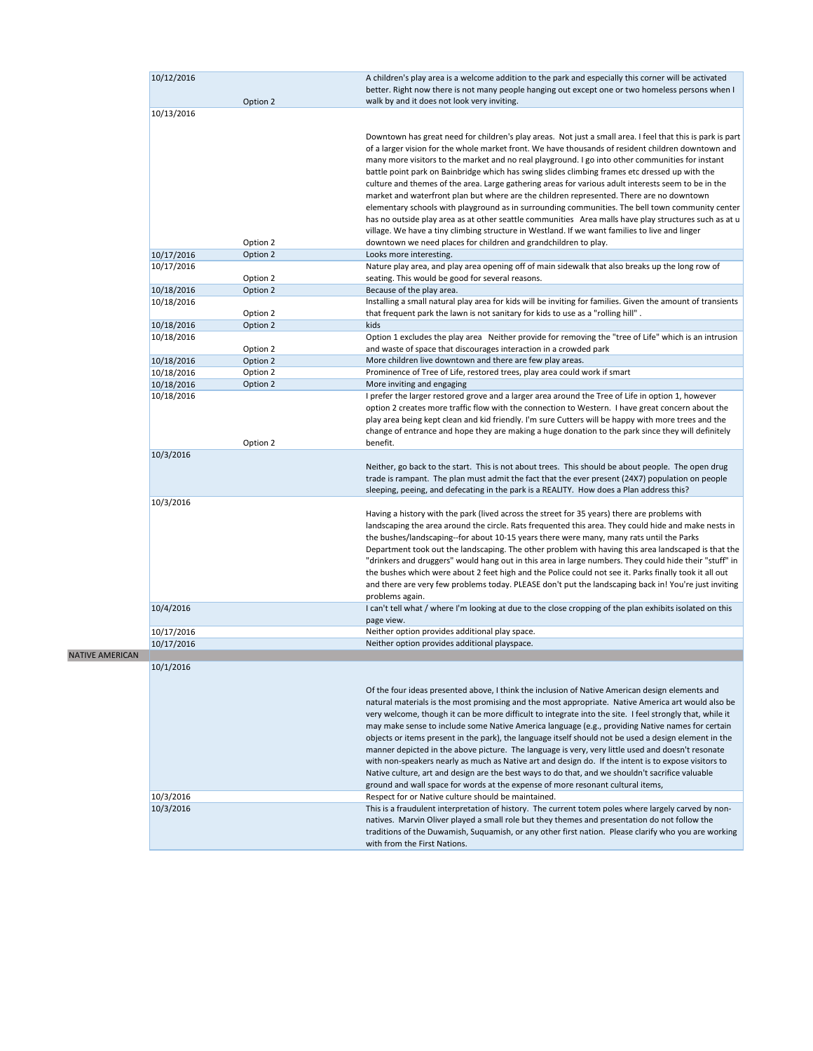| | Date | Option | Comment |
|---|---|---|---|
| | 10/12/2016 | Option 2 | A children's play area is a welcome addition to the park and especially this corner will be activated better. Right now there is not many people hanging out except one or two homeless persons when I walk by and it does not look very inviting. |
| | 10/13/2016 | Option 2 | Downtown has great need for children's play areas. Not just a small area. I feel that this is park is part of a larger vision for the whole market front. We have thousands of resident children downtown and many more visitors to the market and no real playground. I go into other communities for instant battle point park on Bainbridge which has swing slides climbing frames etc dressed up with the culture and themes of the area. Large gathering areas for various adult interests seem to be in the market and waterfront plan but where are the children represented. There are no downtown elementary schools with playground as in surrounding communities. The bell town community center has no outside play area as at other seattle communities Area malls have play structures such as at u village. We have a tiny climbing structure in Westland. If we want families to live and linger downtown we need places for children and grandchildren to play. |
| | 10/17/2016 | Option 2 | Looks more interesting. |
| | 10/17/2016 | Option 2 | Nature play area, and play area opening off of main sidewalk that also breaks up the long row of seating. This would be good for several reasons. |
| | 10/18/2016 | Option 2 | Because of the play area. |
| | 10/18/2016 | Option 2 | Installing a small natural play area for kids will be inviting for families. Given the amount of transients that frequent park the lawn is not sanitary for kids to use as a "rolling hill" . |
| | 10/18/2016 | Option 2 | kids |
| | 10/18/2016 | Option 2 | Option 1 excludes the play area Neither provide for removing the "tree of Life" which is an intrusion and waste of space that discourages interaction in a crowded park |
| | 10/18/2016 | Option 2 | More children live downtown and there are few play areas. |
| | 10/18/2016 | Option 2 | Prominence of Tree of Life, restored trees, play area could work if smart |
| | 10/18/2016 | Option 2 | More inviting and engaging |
| | 10/18/2016 | Option 2 | I prefer the larger restored grove and a larger area around the Tree of Life in option 1, however option 2 creates more traffic flow with the connection to Western. I have great concern about the play area being kept clean and kid friendly. I'm sure Cutters will be happy with more trees and the change of entrance and hope they are making a huge donation to the park since they will definitely benefit. |
| | 10/3/2016 | | Neither, go back to the start. This is not about trees. This should be about people. The open drug trade is rampant. The plan must admit the fact that the ever present (24X7) population on people sleeping, peeing, and defecating in the park is a REALITY. How does a Plan address this? |
| | 10/3/2016 | | Having a history with the park (lived across the street for 35 years) there are problems with landscaping the area around the circle. Rats frequented this area. They could hide and make nests in the bushes/landscaping--for about 10-15 years there were many, many rats until the Parks Department took out the landscaping. The other problem with having this area landscaped is that the "drinkers and druggers" would hang out in this area in large numbers. They could hide their "stuff" in the bushes which were about 2 feet high and the Police could not see it. Parks finally took it all out and there are very few problems today. PLEASE don't put the landscaping back in! You're just inviting problems again. |
| | 10/4/2016 | | I can't tell what / where I'm looking at due to the close cropping of the plan exhibits isolated on this page view. |
| | 10/17/2016 | | Neither option provides additional play space. |
| | 10/17/2016 | | Neither option provides additional playspace. |
| NATIVE AMERICAN | | | |
| | 10/1/2016 | | Of the four ideas presented above, I think the inclusion of Native American design elements and natural materials is the most promising and the most appropriate. Native America art would also be very welcome, though it can be more difficult to integrate into the site. I feel strongly that, while it may make sense to include some Native America language (e.g., providing Native names for certain objects or items present in the park), the language itself should not be used a design element in the manner depicted in the above picture. The language is very, very little used and doesn't resonate with non-speakers nearly as much as Native art and design do. If the intent is to expose visitors to Native culture, art and design are the best ways to do that, and we shouldn't sacrifice valuable ground and wall space for words at the expense of more resonant cultural items, |
| | 10/3/2016 | | Respect for or Native culture should be maintained. |
| | 10/3/2016 | | This is a fraudulent interpretation of history. The current totem poles where largely carved by non-natives. Marvin Oliver played a small role but they themes and presentation do not follow the traditions of the Duwamish, Suquamish, or any other first nation. Please clarify who you are working with from the First Nations. |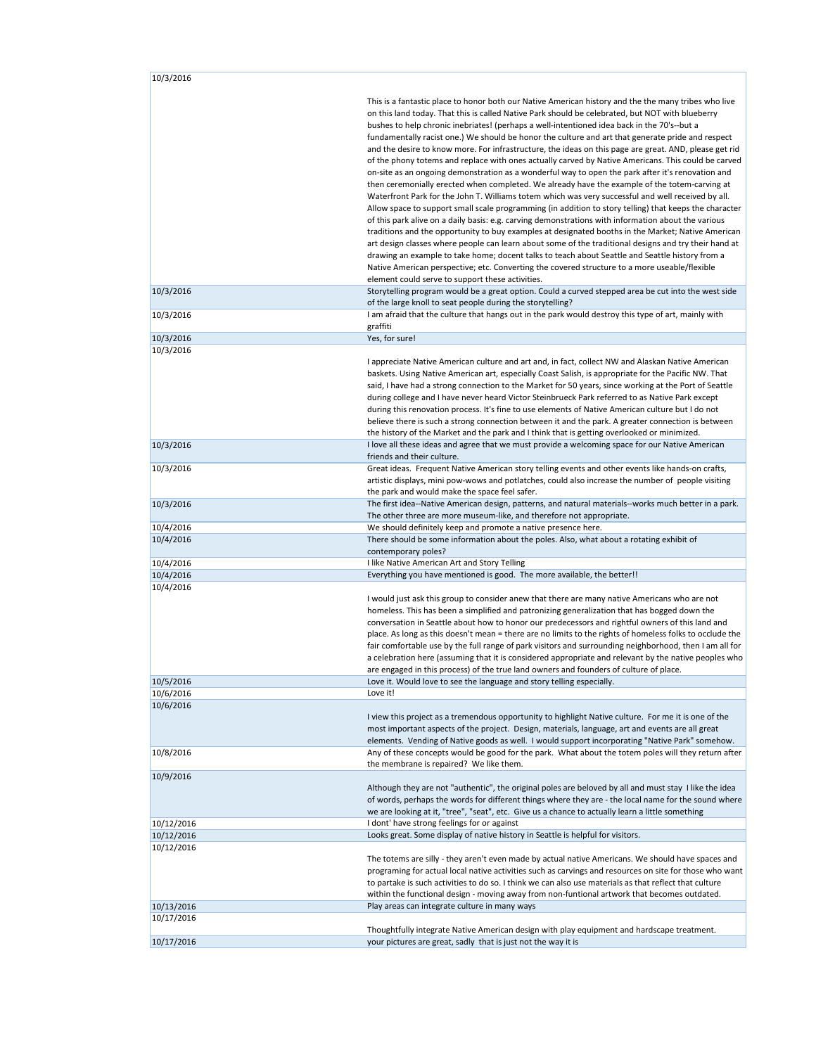| | |
|---|---|
| 10/3/2016 | This is a fantastic place to honor both our Native American history and the the many tribes who live on this land today. That this is called Native Park should be celebrated, but NOT with blueberry bushes to help chronic inebriates! (perhaps a well-intentioned idea back in the 70's--but a fundamentally racist one.) We should be honor the culture and art that generate pride and respect and the desire to know more. For infrastructure, the ideas on this page are great. AND, please get rid of the phony totems and replace with ones actually carved by Native Americans. This could be carved on-site as an ongoing demonstration as a wonderful way to open the park after it's renovation and then ceremonially erected when completed. We already have the example of the totem-carving at Waterfront Park for the John T. Williams totem which was very successful and well received by all. Allow space to support small scale programming (in addition to story telling) that keeps the character of this park alive on a daily basis: e.g. carving demonstrations with information about the various traditions and the opportunity to buy examples at designated booths in the Market; Native American art design classes where people can learn about some of the traditional designs and try their hand at drawing an example to take home; docent talks to teach about Seattle and Seattle history from a Native American perspective; etc. Converting the covered structure to a more useable/flexible element could serve to support these activities. |
| 10/3/2016 | Storytelling program would be a great option. Could a curved stepped area be cut into the west side of the large knoll to seat people during the storytelling? |
| 10/3/2016 | I am afraid that the culture that hangs out in the park would destroy this type of art, mainly with graffiti |
| 10/3/2016 | Yes, for sure! |
| 10/3/2016 | I appreciate Native American culture and art and, in fact, collect NW and Alaskan Native American baskets. Using Native American art, especially Coast Salish, is appropriate for the Pacific NW. That said, I have had a strong connection to the Market for 50 years, since working at the Port of Seattle during college and I have never heard Victor Steinbrueck Park referred to as Native Park except during this renovation process. It's fine to use elements of Native American culture but I do not believe there is such a strong connection between it and the park. A greater connection is between the history of the Market and the park and I think that is getting overlooked or minimized. |
| 10/3/2016 | I love all these ideas and agree that we must provide a welcoming space for our Native American friends and their culture. |
| 10/3/2016 | Great ideas. Frequent Native American story telling events and other events like hands-on crafts, artistic displays, mini pow-wows and potlatches, could also increase the number of people visiting the park and would make the space feel safer. |
| 10/3/2016 | The first idea--Native American design, patterns, and natural materials--works much better in a park. The other three are more museum-like, and therefore not appropriate. |
| 10/4/2016 | We should definitely keep and promote a native presence here. |
| 10/4/2016 | There should be some information about the poles. Also, what about a rotating exhibit of contemporary poles? |
| 10/4/2016 | I like Native American Art and Story Telling |
| 10/4/2016 | Everything you have mentioned is good. The more available, the better!! |
| 10/4/2016 | I would just ask this group to consider anew that there are many native Americans who are not homeless. This has been a simplified and patronizing generalization that has bogged down the conversation in Seattle about how to honor our predecessors and rightful owners of this land and place. As long as this doesn't mean = there are no limits to the rights of homeless folks to occlude the fair comfortable use by the full range of park visitors and surrounding neighborhood, then I am all for a celebration here (assuming that it is considered appropriate and relevant by the native peoples who are engaged in this process) of the true land owners and founders of culture of place. |
| 10/5/2016 | Love it. Would love to see the language and story telling especially. |
| 10/6/2016 | Love it! |
| 10/6/2016 | I view this project as a tremendous opportunity to highlight Native culture. For me it is one of the most important aspects of the project. Design, materials, language, art and events are all great elements. Vending of Native goods as well. I would support incorporating "Native Park" somehow. |
| 10/8/2016 | Any of these concepts would be good for the park. What about the totem poles will they return after the membrane is repaired? We like them. |
| 10/9/2016 | Although they are not "authentic", the original poles are beloved by all and must stay I like the idea of words, perhaps the words for different things where they are - the local name for the sound where we are looking at it, "tree", "seat", etc. Give us a chance to actually learn a little something |
| 10/12/2016 | I dont' have strong feelings for or against |
| 10/12/2016 | Looks great. Some display of native history in Seattle is helpful for visitors. |
| 10/12/2016 | The totems are silly - they aren't even made by actual native Americans. We should have spaces and programing for actual local native activities such as carvings and resources on site for those who want to partake is such activities to do so. I think we can also use materials as that reflect that culture within the functional design - moving away from non-funtional artwork that becomes outdated. |
| 10/13/2016 | Play areas can integrate culture in many ways |
| 10/17/2016 | Thoughtfully integrate Native American design with play equipment and hardscape treatment. |
| 10/17/2016 | your pictures are great, sadly that is just not the way it is |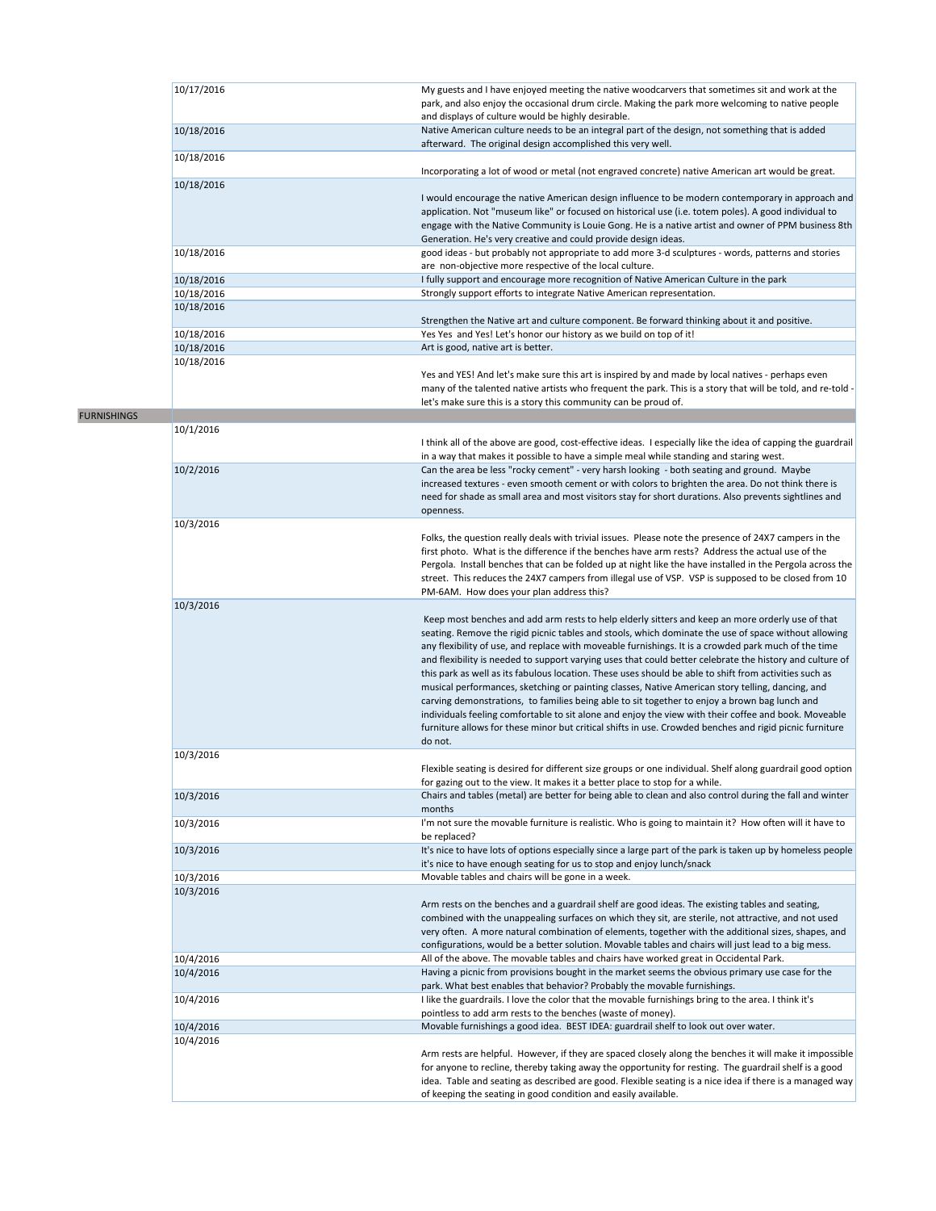| | Date | Comment |
|---|---|---|
| | 10/17/2016 | My guests and I have enjoyed meeting the native woodcarvers that sometimes sit and work at the park, and also enjoy the occasional drum circle. Making the park more welcoming to native people and displays of culture would be highly desirable. |
| | 10/18/2016 | Native American culture needs to be an integral part of the design, not something that is added afterward. The original design accomplished this very well. |
| | 10/18/2016 | Incorporating a lot of wood or metal (not engraved concrete) native American art would be great. |
| | 10/18/2016 | I would encourage the native American design influence to be modern contemporary in approach and application. Not "museum like" or focused on historical use (i.e. totem poles). A good individual to engage with the Native Community is Louie Gong. He is a native artist and owner of PPM business 8th Generation. He's very creative and could provide design ideas. |
| | 10/18/2016 | good ideas - but probably not appropriate to add more 3-d sculptures - words, patterns and stories are non-objective more respective of the local culture. |
| | 10/18/2016 | I fully support and encourage more recognition of Native American Culture in the park |
| | 10/18/2016 | Strongly support efforts to integrate Native American representation. |
| | 10/18/2016 | Strengthen the Native art and culture component. Be forward thinking about it and positive. |
| | 10/18/2016 | Yes Yes and Yes! Let's honor our history as we build on top of it! |
| | 10/18/2016 | Art is good, native art is better. |
| | 10/18/2016 | Yes and YES! And let's make sure this art is inspired by and made by local natives - perhaps even many of the talented native artists who frequent the park. This is a story that will be told, and re-told - let's make sure this is a story this community can be proud of. |
| FURNISHINGS | | |
| | 10/1/2016 | I think all of the above are good, cost-effective ideas. I especially like the idea of capping the guardrail in a way that makes it possible to have a simple meal while standing and staring west. |
| | 10/2/2016 | Can the area be less "rocky cement" - very harsh looking - both seating and ground. Maybe increased textures - even smooth cement or with colors to brighten the area. Do not think there is need for shade as small area and most visitors stay for short durations. Also prevents sightlines and openness. |
| | 10/3/2016 | Folks, the question really deals with trivial issues. Please note the presence of 24X7 campers in the first photo. What is the difference if the benches have arm rests? Address the actual use of the Pergola. Install benches that can be folded up at night like the have installed in the Pergola across the street. This reduces the 24X7 campers from illegal use of VSP. VSP is supposed to be closed from 10 PM-6AM. How does your plan address this? |
| | 10/3/2016 | Keep most benches and add arm rests to help elderly sitters and keep an more orderly use of that seating. Remove the rigid picnic tables and stools, which dominate the use of space without allowing any flexibility of use, and replace with moveable furnishings. It is a crowded park much of the time and flexibility is needed to support varying uses that could better celebrate the history and culture of this park as well as its fabulous location. These uses should be able to shift from activities such as musical performances, sketching or painting classes, Native American story telling, dancing, and carving demonstrations, to families being able to sit together to enjoy a brown bag lunch and individuals feeling comfortable to sit alone and enjoy the view with their coffee and book. Moveable furniture allows for these minor but critical shifts in use. Crowded benches and rigid picnic furniture do not. |
| | 10/3/2016 | Flexible seating is desired for different size groups or one individual. Shelf along guardrail good option for gazing out to the view. It makes it a better place to stop for a while. |
| | 10/3/2016 | Chairs and tables (metal) are better for being able to clean and also control during the fall and winter months |
| | 10/3/2016 | I'm not sure the movable furniture is realistic. Who is going to maintain it? How often will it have to be replaced? |
| | 10/3/2016 | It's nice to have lots of options especially since a large part of the park is taken up by homeless people it's nice to have enough seating for us to stop and enjoy lunch/snack |
| | 10/3/2016 | Movable tables and chairs will be gone in a week. |
| | 10/3/2016 | Arm rests on the benches and a guardrail shelf are good ideas. The existing tables and seating, combined with the unappealing surfaces on which they sit, are sterile, not attractive, and not used very often. A more natural combination of elements, together with the additional sizes, shapes, and configurations, would be a better solution. Movable tables and chairs will just lead to a big mess. |
| | 10/4/2016 | All of the above. The movable tables and chairs have worked great in Occidental Park. |
| | 10/4/2016 | Having a picnic from provisions bought in the market seems the obvious primary use case for the park. What best enables that behavior? Probably the movable furnishings. |
| | 10/4/2016 | I like the guardrails. I love the color that the movable furnishings bring to the area. I think it's pointless to add arm rests to the benches (waste of money). |
| | 10/4/2016 | Movable furnishings a good idea. BEST IDEA: guardrail shelf to look out over water. |
| | 10/4/2016 | Arm rests are helpful. However, if they are spaced closely along the benches it will make it impossible for anyone to recline, thereby taking away the opportunity for resting. The guardrail shelf is a good idea. Table and seating as described are good. Flexible seating is a nice idea if there is a managed way of keeping the seating in good condition and easily available. |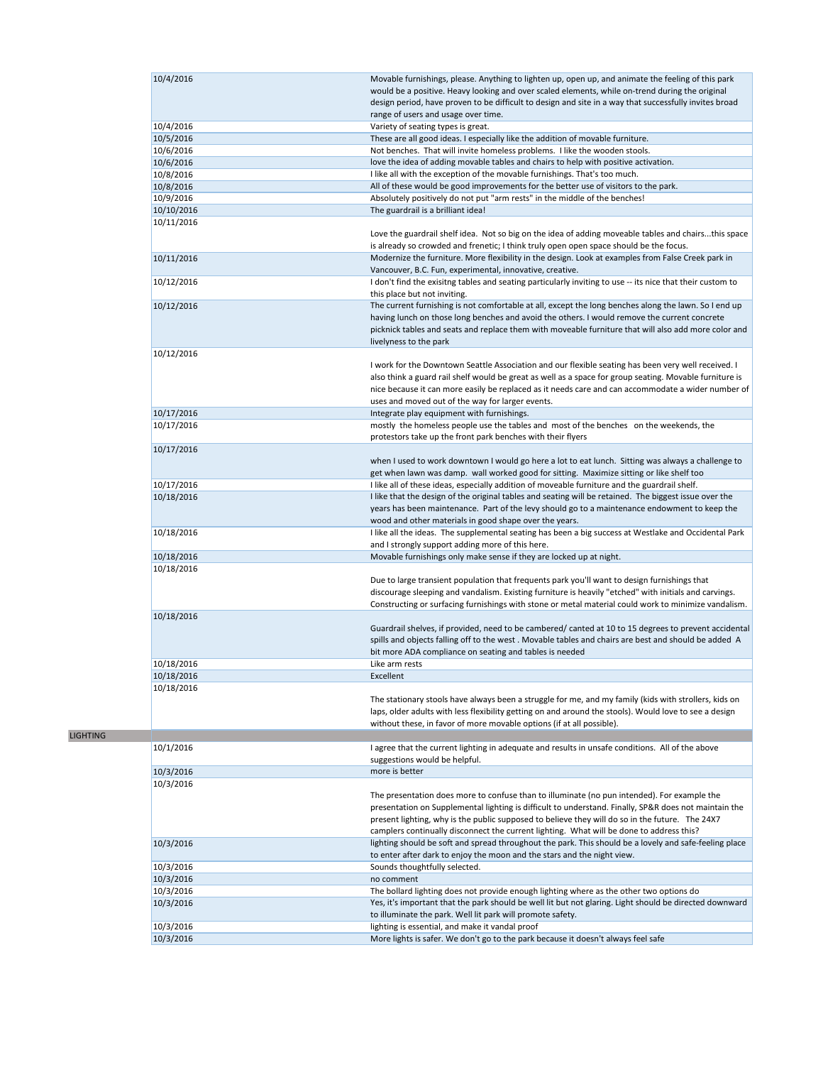| | Date | Comment |
|---|---|---|
| | 10/4/2016 | Movable furnishings, please. Anything to lighten up, open up, and animate the feeling of this park would be a positive. Heavy looking and over scaled elements, while on-trend during the original design period, have proven to be difficult to design and site in a way that successfully invites broad range of users and usage over time. |
| | 10/4/2016 | Variety of seating types is great. |
| | 10/5/2016 | These are all good ideas. I especially like the addition of movable furniture. |
| | 10/6/2016 | Not benches. That will invite homeless problems. I like the wooden stools. |
| | 10/6/2016 | love the idea of adding movable tables and chairs to help with positive activation. |
| | 10/8/2016 | I like all with the exception of the movable furnishings. That's too much. |
| | 10/8/2016 | All of these would be good improvements for the better use of visitors to the park. |
| | 10/9/2016 | Absolutely positively do not put "arm rests" in the middle of the benches! |
| | 10/10/2016 | The guardrail is a brilliant idea! |
| | 10/11/2016 | Love the guardrail shelf idea. Not so big on the idea of adding moveable tables and chairs...this space is already so crowded and frenetic; I think truly open open space should be the focus. |
| | 10/11/2016 | Modernize the furniture. More flexibility in the design. Look at examples from False Creek park in Vancouver, B.C. Fun, experimental, innovative, creative. |
| | 10/12/2016 | I don't find the exisitng tables and seating particularly inviting to use -- its nice that their custom to this place but not inviting. |
| | 10/12/2016 | The current furnishing is not comfortable at all, except the long benches along the lawn. So I end up having lunch on those long benches and avoid the others. I would remove the current concrete picknick tables and seats and replace them with moveable furniture that will also add more color and livelyness to the park |
| | 10/12/2016 | I work for the Downtown Seattle Association and our flexible seating has been very well received. I also think a guard rail shelf would be great as well as a space for group seating. Movable furniture is nice because it can more easily be replaced as it needs care and can accommodate a wider number of uses and moved out of the way for larger events. |
| | 10/17/2016 | Integrate play equipment with furnishings. |
| | 10/17/2016 | mostly the homeless people use the tables and most of the benches on the weekends, the protestors take up the front park benches with their flyers |
| | 10/17/2016 | when I used to work downtown I would go here a lot to eat lunch. Sitting was always a challenge to get when lawn was damp. wall worked good for sitting. Maximize sitting or like shelf too |
| | 10/17/2016 | I like all of these ideas, especially addition of moveable furniture and the guardrail shelf. |
| | 10/18/2016 | I like that the design of the original tables and seating will be retained. The biggest issue over the years has been maintenance. Part of the levy should go to a maintenance endowment to keep the wood and other materials in good shape over the years. |
| | 10/18/2016 | I like all the ideas. The supplemental seating has been a big success at Westlake and Occidental Park and I strongly support adding more of this here. |
| | 10/18/2016 | Movable furnishings only make sense if they are locked up at night. |
| | 10/18/2016 | Due to large transient population that frequents park you'll want to design furnishings that discourage sleeping and vandalism. Existing furniture is heavily "etched" with initials and carvings. Constructing or surfacing furnishings with stone or metal material could work to minimize vandalism. |
| | 10/18/2016 | Guardrail shelves, if provided, need to be cambered/ canted at 10 to 15 degrees to prevent accidental spills and objects falling off to the west . Movable tables and chairs are best and should be added A bit more ADA compliance on seating and tables is needed |
| | 10/18/2016 | Like arm rests |
| | 10/18/2016 | Excellent |
| | 10/18/2016 | The stationary stools have always been a struggle for me, and my family (kids with strollers, kids on laps, older adults with less flexibility getting on and around the stools). Would love to see a design without these, in favor of more movable options (if at all possible). |
| LIGHTING | | |
| | 10/1/2016 | I agree that the current lighting in adequate and results in unsafe conditions. All of the above suggestions would be helpful. |
| | 10/3/2016 | more is better |
| | 10/3/2016 | The presentation does more to confuse than to illuminate (no pun intended). For example the presentation on Supplemental lighting is difficult to understand. Finally, SP&R does not maintain the present lighting, why is the public supposed to believe they will do so in the future. The 24X7 campers continually disconnect the current lighting. What will be done to address this? |
| | 10/3/2016 | lighting should be soft and spread throughout the park. This should be a lovely and safe-feeling place to enter after dark to enjoy the moon and the stars and the night view. |
| | 10/3/2016 | Sounds thoughtfully selected. |
| | 10/3/2016 | no comment |
| | 10/3/2016 | The bollard lighting does not provide enough lighting where as the other two options do |
| | 10/3/2016 | Yes, it's important that the park should be well lit but not glaring. Light should be directed downward to illuminate the park. Well lit park will promote safety. |
| | 10/3/2016 | lighting is essential, and make it vandal proof |
| | 10/3/2016 | More lights is safer. We don't go to the park because it doesn't always feel safe |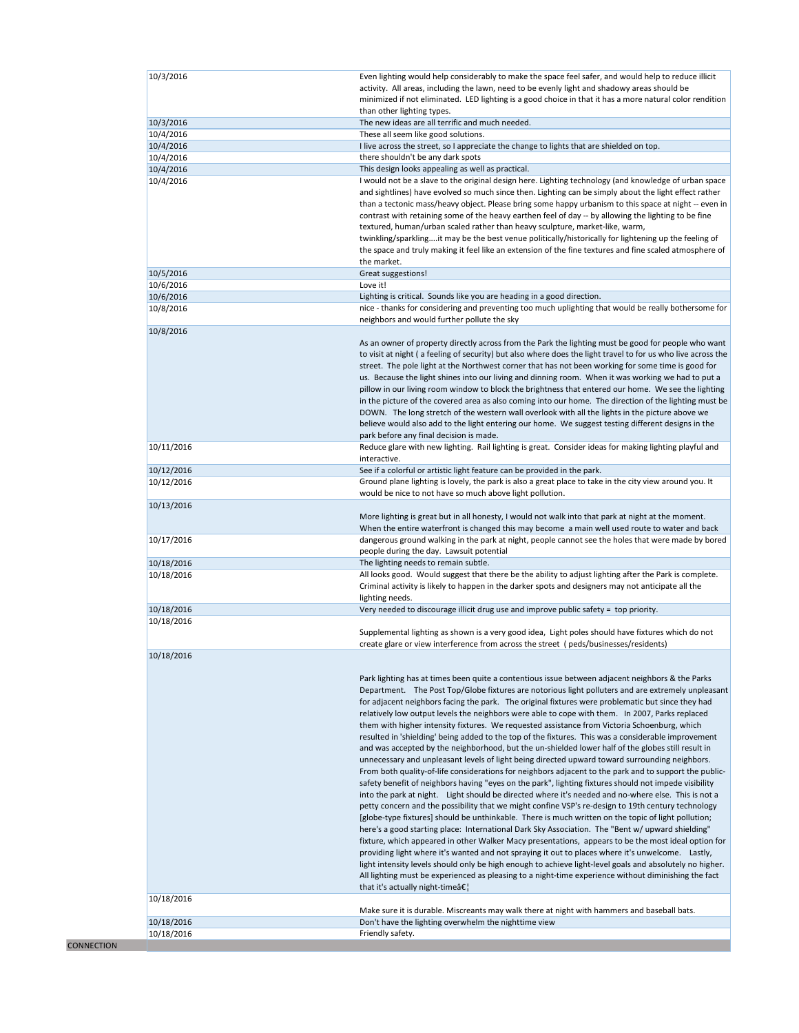| | |
|---|---|
| 10/3/2016 | Even lighting would help considerably to make the space feel safer, and would help to reduce illicit activity. All areas, including the lawn, need to be evenly light and shadowy areas should be minimized if not eliminated. LED lighting is a good choice in that it has a more natural color rendition than other lighting types. |
| 10/3/2016 | The new ideas are all terrific and much needed. |
| 10/4/2016 | These all seem like good solutions. |
| 10/4/2016 | I live across the street, so I appreciate the change to lights that are shielded on top. |
| 10/4/2016 | there shouldn't be any dark spots |
| 10/4/2016 | This design looks appealing as well as practical. |
| 10/4/2016 | I would not be a slave to the original design here. Lighting technology (and knowledge of urban space and sightlines) have evolved so much since then. Lighting can be simply about the light effect rather than a tectonic mass/heavy object. Please bring some happy urbanism to this space at night -- even in contrast with retaining some of the heavy earthen feel of day -- by allowing the lighting to be fine textured, human/urban scaled rather than heavy sculpture, market-like, warm, twinkling/sparkling....it may be the best venue politically/historically for lightening up the feeling of the space and truly making it feel like an extension of the fine textures and fine scaled atmosphere of the market. |
| 10/5/2016 | Great suggestions! |
| 10/6/2016 | Love it! |
| 10/6/2016 | Lighting is critical. Sounds like you are heading in a good direction. |
| 10/8/2016 | nice - thanks for considering and preventing too much uplighting that would be really bothersome for neighbors and would further pollute the sky |
| 10/8/2016 | As an owner of property directly across from the Park the lighting must be good for people who want to visit at night ( a feeling of security) but also where does the light travel to for us who live across the street. The pole light at the Northwest corner that has not been working for some time is good for us. Because the light shines into our living and dinning room. When it was working we had to put a pillow in our living room window to block the brightness that entered our home. We see the lighting in the picture of the covered area as also coming into our home. The direction of the lighting must be DOWN. The long stretch of the western wall overlook with all the lights in the picture above we believe would also add to the light entering our home. We suggest testing different designs in the park before any final decision is made. |
| 10/11/2016 | Reduce glare with new lighting. Rail lighting is great. Consider ideas for making lighting playful and interactive. |
| 10/12/2016 | See if a colorful or artistic light feature can be provided in the park. |
| 10/12/2016 | Ground plane lighting is lovely, the park is also a great place to take in the city view around you. It would be nice to not have so much above light pollution. |
| 10/13/2016 | More lighting is great but in all honesty, I would not walk into that park at night at the moment. When the entire waterfront is changed this may become a main well used route to water and back |
| 10/17/2016 | dangerous ground walking in the park at night, people cannot see the holes that were made by bored people during the day. Lawsuit potential |
| 10/18/2016 | The lighting needs to remain subtle. |
| 10/18/2016 | All looks good. Would suggest that there be the ability to adjust lighting after the Park is complete. Criminal activity is likely to happen in the darker spots and designers may not anticipate all the lighting needs. |
| 10/18/2016 | Very needed to discourage illicit drug use and improve public safety = top priority. |
| 10/18/2016 | Supplemental lighting as shown is a very good idea, Light poles should have fixtures which do not create glare or view interference from across the street ( peds/businesses/residents) |
| 10/18/2016 | Park lighting has at times been quite a contentious issue between adjacent neighbors & the Parks Department. The Post Top/Globe fixtures are notorious light polluters and are extremely unpleasant for adjacent neighbors facing the park. The original fixtures were problematic but since they had relatively low output levels the neighbors were able to cope with them. In 2007, Parks replaced them with higher intensity fixtures. We requested assistance from Victoria Schoenburg, which resulted in 'shielding' being added to the top of the fixtures. This was a considerable improvement and was accepted by the neighborhood, but the un-shielded lower half of the globes still result in unnecessary and unpleasant levels of light being directed upward toward surrounding neighbors. From both quality-of-life considerations for neighbors adjacent to the park and to support the public-safety benefit of neighbors having "eyes on the park", lighting fixtures should not impede visibility into the park at night. Light should be directed where it's needed and no-where else. This is not a petty concern and the possibility that we might confine VSP's re-design to 19th century technology [globe-type fixtures] should be unthinkable. There is much written on the topic of light pollution; here's a good starting place: International Dark Sky Association. The "Bent w/ upward shielding" fixture, which appeared in other Walker Macy presentations, appears to be the most ideal option for providing light where it's wanted and not spraying it out to places where it's unwelcome. Lastly, light intensity levels should only be high enough to achieve light-level goals and absolutely no higher. All lighting must be experienced as pleasing to a night-time experience without diminishing the fact that it's actually night-timeâ€¦ |
| 10/18/2016 | Make sure it is durable. Miscreants may walk there at night with hammers and baseball bats. |
| 10/18/2016 | Don't have the lighting overwhelm the nighttime view |
| 10/18/2016 | Friendly safety. |

CONNECTION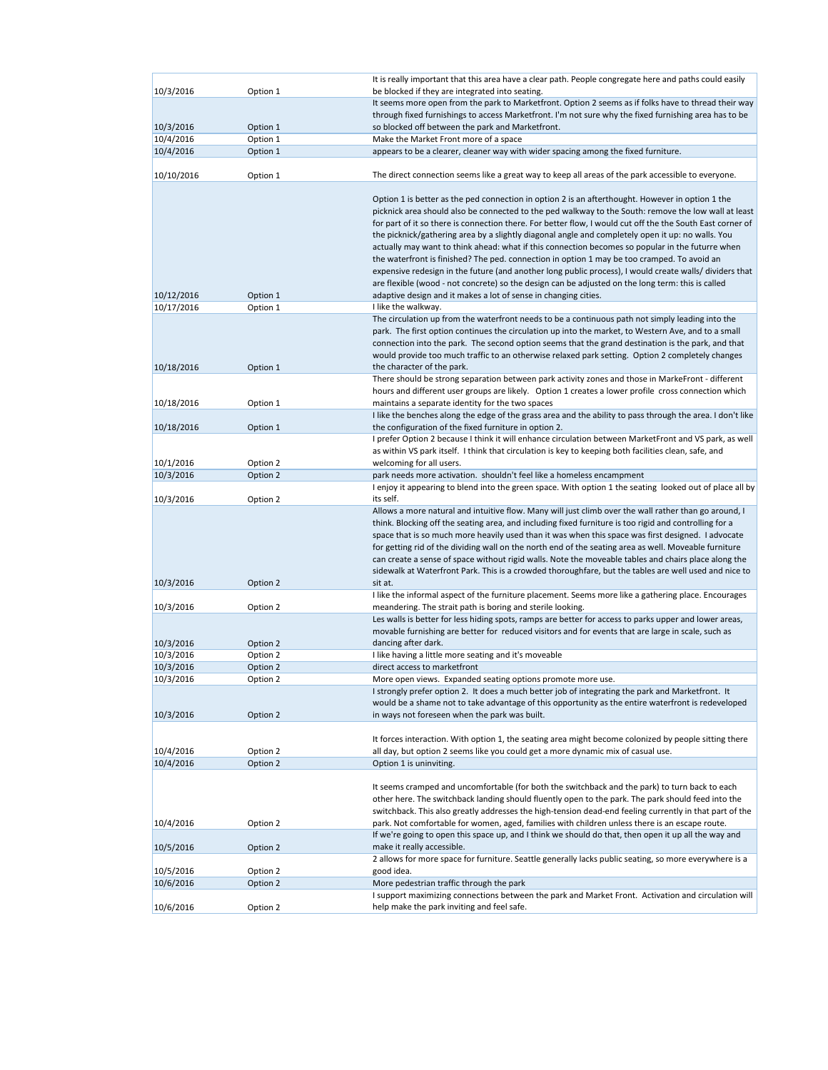| | | |
|---|---|---|
| 10/3/2016 | Option 1 | It is really important that this area have a clear path. People congregate here and paths could easily be blocked if they are integrated into seating. |
| 10/3/2016 | Option 1 | It seems more open from the park to Marketfront. Option 2 seems as if folks have to thread their way through fixed furnishings to access Marketfront. I'm not sure why the fixed furnishing area has to be so blocked off between the park and Marketfront. |
| 10/4/2016 | Option 1 | Make the Market Front more of a space |
| 10/4/2016 | Option 1 | appears to be a clearer, cleaner way with wider spacing among the fixed furniture. |
| 10/10/2016 | Option 1 | The direct connection seems like a great way to keep all areas of the park accessible to everyone. |
| 10/12/2016 | Option 1 | Option 1 is better as the ped connection in option 2 is an afterthought. However in option 1 the picknick area should also be connected to the ped walkway to the South: remove the low wall at least for part of it so there is connection there. For better flow, I would cut off the the South East corner of the picknick/gathering area by a slightly diagonal angle and completely open it up: no walls. You actually may want to think ahead: what if this connection becomes so popular in the futurre when the waterfront is finished? The ped. connection in option 1 may be too cramped. To avoid an expensive redesign in the future (and another long public process), I would create walls/ dividers that are flexible (wood - not concrete) so the design can be adjusted on the long term: this is called adaptive design and it makes a lot of sense in changing cities. |
| 10/17/2016 | Option 1 | I like the walkway. |
| 10/18/2016 | Option 1 | The circulation up from the waterfront needs to be a continuous path not simply leading into the park. The first option continues the circulation up into the market, to Western Ave, and to a small connection into the park. The second option seems that the grand destination is the park, and that would provide too much traffic to an otherwise relaxed park setting. Option 2 completely changes the character of the park. |
| 10/18/2016 | Option 1 | There should be strong separation between park activity zones and those in MarkeFront - different hours and different user groups are likely. Option 1 creates a lower profile cross connection which maintains a separate identity for the two spaces |
| 10/18/2016 | Option 1 | I like the benches along the edge of the grass area and the ability to pass through the area. I don't like the configuration of the fixed furniture in option 2. |
| 10/1/2016 | Option 2 | I prefer Option 2 because I think it will enhance circulation between MarketFront and VS park, as well as within VS park itself. I think that circulation is key to keeping both facilities clean, safe, and welcoming for all users. |
| 10/3/2016 | Option 2 | park needs more activation. shouldn't feel like a homeless encampment |
| 10/3/2016 | Option 2 | I enjoy it appearing to blend into the green space. With option 1 the seating looked out of place all by its self. |
| 10/3/2016 | Option 2 | Allows a more natural and intuitive flow. Many will just climb over the wall rather than go around, I think. Blocking off the seating area, and including fixed furniture is too rigid and controlling for a space that is so much more heavily used than it was when this space was first designed. I advocate for getting rid of the dividing wall on the north end of the seating area as well. Moveable furniture can create a sense of space without rigid walls. Note the moveable tables and chairs place along the sidewalk at Waterfront Park. This is a crowded thoroughfare, but the tables are well used and nice to sit at. |
| 10/3/2016 | Option 2 | I like the informal aspect of the furniture placement. Seems more like a gathering place. Encourages meandering. The strait path is boring and sterile looking. |
| 10/3/2016 | Option 2 | Les walls is better for less hiding spots, ramps are better for access to parks upper and lower areas, movable furnishing are better for reduced visitors and for events that are large in scale, such as dancing after dark. |
| 10/3/2016 | Option 2 | I like having a little more seating and it's moveable |
| 10/3/2016 | Option 2 | direct access to marketfront |
| 10/3/2016 | Option 2 | More open views. Expanded seating options promote more use. |
| 10/3/2016 | Option 2 | I strongly prefer option 2. It does a much better job of integrating the park and Marketfront. It would be a shame not to take advantage of this opportunity as the entire waterfront is redeveloped in ways not foreseen when the park was built. |
| 10/4/2016 | Option 2 | It forces interaction. With option 1, the seating area might become colonized by people sitting there all day, but option 2 seems like you could get a more dynamic mix of casual use. |
| 10/4/2016 | Option 2 | Option 1 is uninviting. |
| 10/4/2016 | Option 2 | It seems cramped and uncomfortable (for both the switchback and the park) to turn back to each other here. The switchback landing should fluently open to the park. The park should feed into the switchback. This also greatly addresses the high-tension dead-end feeling currently in that part of the park. Not comfortable for women, aged, families with children unless there is an escape route. |
| 10/5/2016 | Option 2 | If we're going to open this space up, and I think we should do that, then open it up all the way and make it really accessible. |
| 10/5/2016 | Option 2 | 2 allows for more space for furniture. Seattle generally lacks public seating, so more everywhere is a good idea. |
| 10/6/2016 | Option 2 | More pedestrian traffic through the park |
| 10/6/2016 | Option 2 | I support maximizing connections between the park and Market Front. Activation and circulation will help make the park inviting and feel safe. |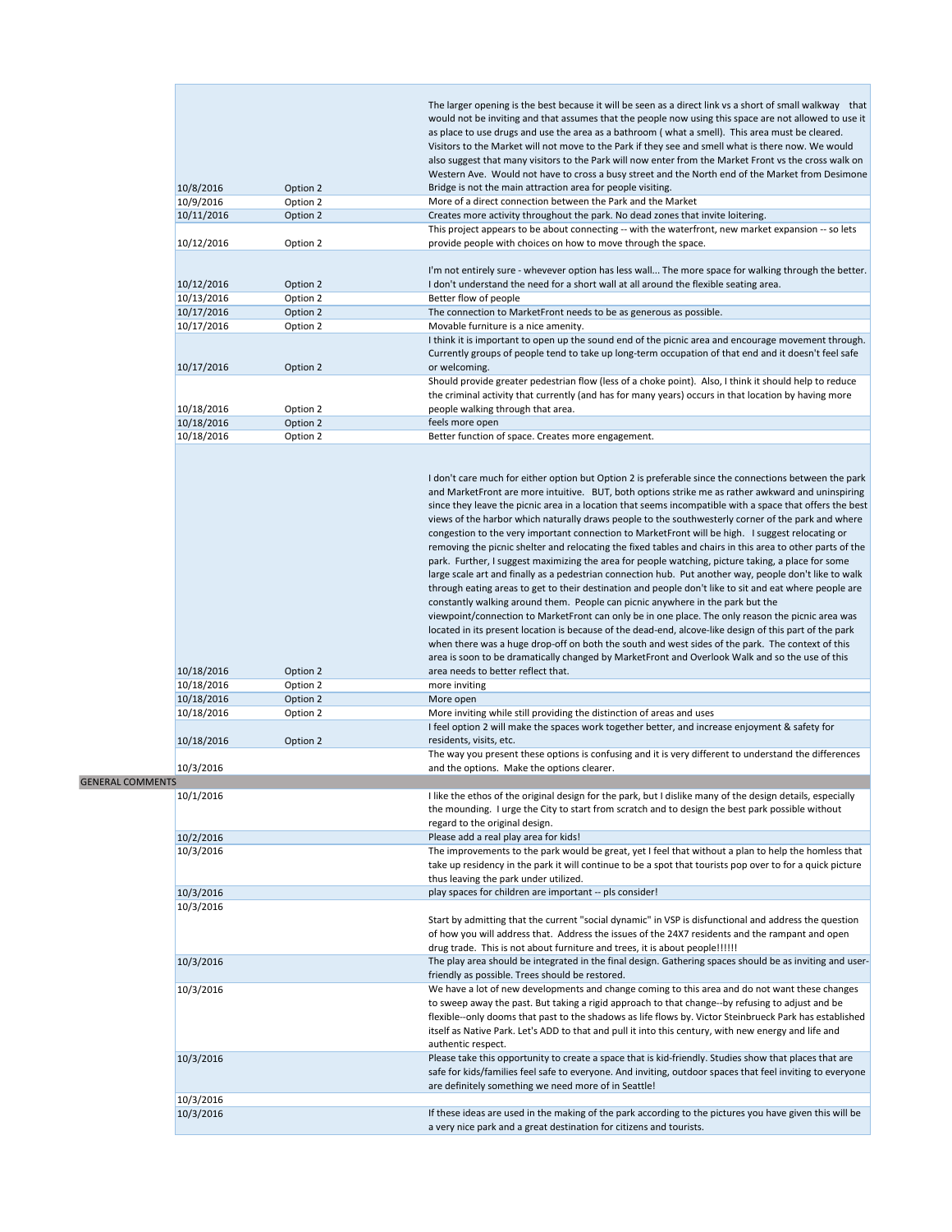| | | |
|---|---|---|
| 10/8/2016 | Option 2 | The larger opening is the best because it will be seen as a direct link vs a short of small walkway that would not be inviting and that assumes that the people now using this space are not allowed to use it as place to use drugs and use the area as a bathroom ( what a smell). This area must be cleared. Visitors to the Market will not move to the Park if they see and smell what is there now. We would also suggest that many visitors to the Park will now enter from the Market Front vs the cross walk on Western Ave. Would not have to cross a busy street and the North end of the Market from Desimone Bridge is not the main attraction area for people visiting. |
| 10/9/2016 | Option 2 | More of a direct connection between the Park and the Market |
| 10/11/2016 | Option 2 | Creates more activity throughout the park. No dead zones that invite loitering. |
| 10/12/2016 | Option 2 | This project appears to be about connecting -- with the waterfront, new market expansion -- so lets provide people with choices on how to move through the space. |
| 10/12/2016 | Option 2 | I'm not entirely sure - whevever option has less wall... The more space for walking through the better. I don't understand the need for a short wall at all around the flexible seating area. |
| 10/13/2016 | Option 2 | Better flow of people |
| 10/17/2016 | Option 2 | The connection to MarketFront needs to be as generous as possible. |
| 10/17/2016 | Option 2 | Movable furniture is a nice amenity. |
| 10/17/2016 | Option 2 | I think it is important to open up the sound end of the picnic area and encourage movement through. Currently groups of people tend to take up long-term occupation of that end and it doesn't feel safe or welcoming. |
| 10/18/2016 | Option 2 | Should provide greater pedestrian flow (less of a choke point). Also, I think it should help to reduce the criminal activity that currently (and has for many years) occurs in that location by having more people walking through that area. |
| 10/18/2016 | Option 2 | feels more open |
| 10/18/2016 | Option 2 | Better function of space. Creates more engagement. |
| 10/18/2016 | Option 2 | I don't care much for either option but Option 2 is preferable since the connections between the park and MarketFront are more intuitive. BUT, both options strike me as rather awkward and uninspiring since they leave the picnic area in a location that seems incompatible with a space that offers the best views of the harbor which naturally draws people to the southwesterly corner of the park and where congestion to the very important connection to MarketFront will be high. I suggest relocating or removing the picnic shelter and relocating the fixed tables and chairs in this area to other parts of the park. Further, I suggest maximizing the area for people watching, picture taking, a place for some large scale art and finally as a pedestrian connection hub. Put another way, people don't like to walk through eating areas to get to their destination and people don't like to sit and eat where people are constantly walking around them. People can picnic anywhere in the park but the viewpoint/connection to MarketFront can only be in one place. The only reason the picnic area was located in its present location is because of the dead-end, alcove-like design of this part of the park when there was a huge drop-off on both the south and west sides of the park. The context of this area is soon to be dramatically changed by MarketFront and Overlook Walk and so the use of this area needs to better reflect that. |
| 10/18/2016 | Option 2 | more inviting |
| 10/18/2016 | Option 2 | More open |
| 10/18/2016 | Option 2 | More inviting while still providing the distinction of areas and uses |
| 10/18/2016 | Option 2 | I feel option 2 will make the spaces work together better, and increase enjoyment & safety for residents, visits, etc. |
| 10/3/2016 | | The way you present these options is confusing and it is very different to understand the differences and the options. Make the options clearer. |
| **GENERAL COMMENTS** | | |
| 10/1/2016 | | I like the ethos of the original design for the park, but I dislike many of the design details, especially the mounding. I urge the City to start from scratch and to design the best park possible without regard to the original design. |
| 10/2/2016 | | Please add a real play area for kids! |
| 10/3/2016 | | The improvements to the park would be great, yet I feel that without a plan to help the homless that take up residency in the park it will continue to be a spot that tourists pop over to for a quick picture thus leaving the park under utilized. |
| 10/3/2016 | | play spaces for children are important -- pls consider! |
| 10/3/2016 | | Start by admitting that the current "social dynamic" in VSP is disfunctional and address the question of how you will address that. Address the issues of the 24X7 residents and the rampant and open drug trade. This is not about furniture and trees, it is about people!!!!!! |
| 10/3/2016 | | The play area should be integrated in the final design. Gathering spaces should be as inviting and user-friendly as possible. Trees should be restored. |
| 10/3/2016 | | We have a lot of new developments and change coming to this area and do not want these changes to sweep away the past. But taking a rigid approach to that change--by refusing to adjust and be flexible--only dooms that past to the shadows as life flows by. Victor Steinbrueck Park has established itself as Native Park. Let's ADD to that and pull it into this century, with new energy and life and authentic respect. |
| 10/3/2016 | | Please take this opportunity to create a space that is kid-friendly. Studies show that places that are safe for kids/families feel safe to everyone. And inviting, outdoor spaces that feel inviting to everyone are definitely something we need more of in Seattle! |
| 10/3/2016 | | |
| 10/3/2016 | | If these ideas are used in the making of the park according to the pictures you have given this will be a very nice park and a great destination for citizens and tourists. |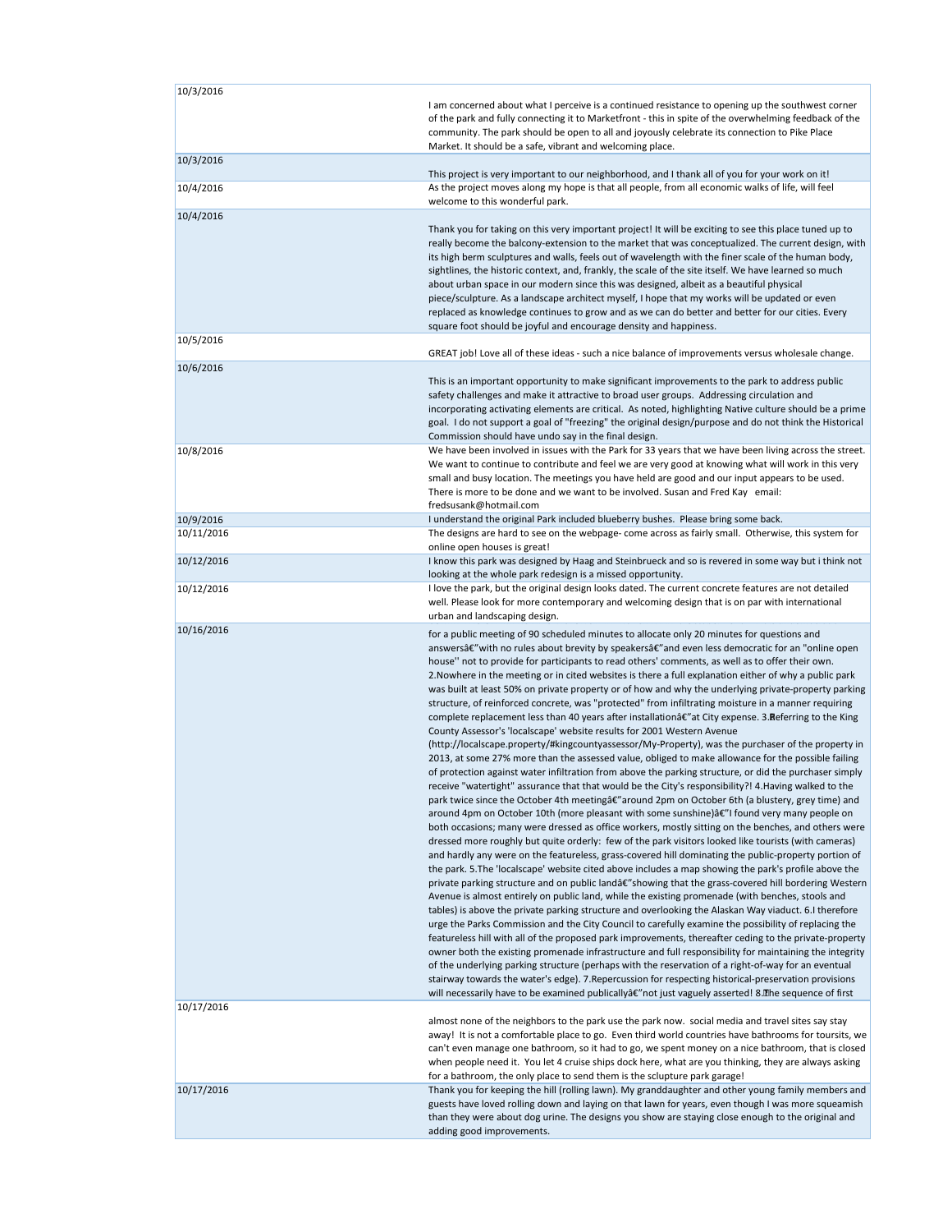| | |
|---|---|
| 10/3/2016 | I am concerned about what I perceive is a continued resistance to opening up the southwest corner of the park and fully connecting it to Marketfront - this in spite of the overwhelming feedback of the community. The park should be open to all and joyously celebrate its connection to Pike Place Market. It should be a safe, vibrant and welcoming place. |
| 10/3/2016 | This project is very important to our neighborhood, and I thank all of you for your work on it! |
| 10/4/2016 | As the project moves along my hope is that all people, from all economic walks of life, will feel welcome to this wonderful park. |
| 10/4/2016 | Thank you for taking on this very important project! It will be exciting to see this place tuned up to really become the balcony-extension to the market that was conceptualized. The current design, with its high berm sculptures and walls, feels out of wavelength with the finer scale of the human body, sightlines, the historic context, and, frankly, the scale of the site itself. We have learned so much about urban space in our modern since this was designed, albeit as a beautiful physical piece/sculpture. As a landscape architect myself, I hope that my works will be updated or even replaced as knowledge continues to grow and as we can do better and better for our cities. Every square foot should be joyful and encourage density and happiness. |
| 10/5/2016 | GREAT job! Love all of these ideas - such a nice balance of improvements versus wholesale change. |
| 10/6/2016 | This is an important opportunity to make significant improvements to the park to address public safety challenges and make it attractive to broad user groups. Addressing circulation and incorporating activating elements are critical. As noted, highlighting Native culture should be a prime goal. I do not support a goal of "freezing" the original design/purpose and do not think the Historical Commission should have undo say in the final design. |
| 10/8/2016 | We have been involved in issues with the Park for 33 years that we have been living across the street. We want to continue to contribute and feel we are very good at knowing what will work in this very small and busy location. The meetings you have held are good and our input appears to be used. There is more to be done and we want to be involved. Susan and Fred Kay email: fredsusank@hotmail.com |
| 10/9/2016 | I understand the original Park included blueberry bushes. Please bring some back. |
| 10/11/2016 | The designs are hard to see on the webpage- come across as fairly small. Otherwise, this system for online open houses is great! |
| 10/12/2016 | I know this park was designed by Haag and Steinbrueck and so is revered in some way but i think not looking at the whole park redesign is a missed opportunity. |
| 10/12/2016 | I love the park, but the original design looks dated. The current concrete features are not detailed well. Please look for more contemporary and welcoming design that is on par with international urban and landscaping design. |
| 10/16/2016 | for a public meeting of 90 scheduled minutes to allocate only 20 minutes for questions and answersâ€"with no rules about brevity by speakersâ€"and even less democratic for an "online open house'' not to provide for participants to read others' comments, as well as to offer their own. 2.Nowhere in the meeting or in cited websites is there a full explanation either of why a public park was built at least 50% on private property or of how and why the underlying private-property parking structure, of reinforced concrete, was "protected" from infiltrating moisture in a manner requiring complete replacement less than 40 years after installationâ€"at City expense. 3.Referring to the King County Assessor's 'localscape' website results for 2001 Western Avenue (http://localscape.property/#kingcountyassessor/My-Property), was the purchaser of the property in 2013, at some 27% more than the assessed value, obliged to make allowance for the possible failing of protection against water infiltration from above the parking structure, or did the purchaser simply receive "watertight" assurance that that would be the City's responsibility?! 4.Having walked to the park twice since the October 4th meetingâ€"around 2pm on October 6th (a blustery, grey time) and around 4pm on October 10th (more pleasant with some sunshine)â€"I found very many people on both occasions; many were dressed as office workers, mostly sitting on the benches, and others were dressed more roughly but quite orderly: few of the park visitors looked like tourists (with cameras) and hardly any were on the featureless, grass-covered hill dominating the public-property portion of the park. 5.The 'localscape' website cited above includes a map showing the park's profile above the private parking structure and on public landâ€"showing that the grass-covered hill bordering Western Avenue is almost entirely on public land, while the existing promenade (with benches, stools and tables) is above the private parking structure and overlooking the Alaskan Way viaduct. 6.I therefore urge the Parks Commission and the City Council to carefully examine the possibility of replacing the featureless hill with all of the proposed park improvements, thereafter ceding to the private-property owner both the existing promenade infrastructure and full responsibility for maintaining the integrity of the underlying parking structure (perhaps with the reservation of a right-of-way for an eventual stairway towards the water's edge). 7.Repercussion for respecting historical-preservation provisions will necessarily have to be examined publicallyâ€"not just vaguely asserted! 8.The sequence of first |
| 10/17/2016 | almost none of the neighbors to the park use the park now. social media and travel sites say stay away! It is not a comfortable place to go. Even third world countries have bathrooms for toursits, we can't even manage one bathroom, so it had to go, we spent money on a nice bathroom, that is closed when people need it. You let 4 cruise ships dock here, what are you thinking, they are always asking for a bathroom, the only place to send them is the sclupture park garage! |
| 10/17/2016 | Thank you for keeping the hill (rolling lawn). My granddaughter and other young family members and guests have loved rolling down and laying on that lawn for years, even though I was more squeamish than they were about dog urine. The designs you show are staying close enough to the original and adding good improvements. |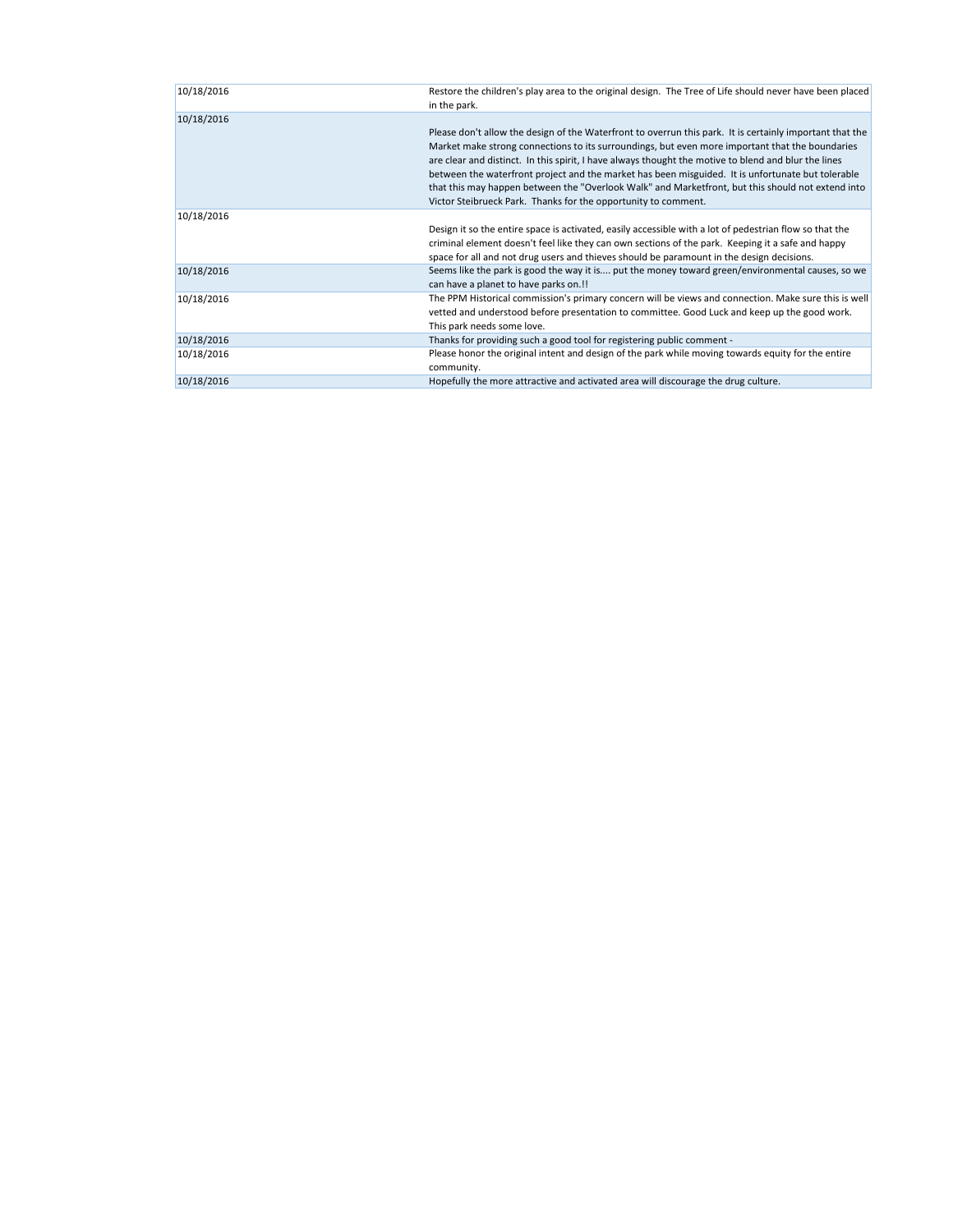| | |
|---|---|
| 10/18/2016 | Restore the children's play area to the original design. The Tree of Life should never have been placed in the park. |
| 10/18/2016 | Please don't allow the design of the Waterfront to overrun this park. It is certainly important that the Market make strong connections to its surroundings, but even more important that the boundaries are clear and distinct. In this spirit, I have always thought the motive to blend and blur the lines between the waterfront project and the market has been misguided. It is unfortunate but tolerable that this may happen between the "Overlook Walk" and Marketfront, but this should not extend into Victor Steibrueck Park. Thanks for the opportunity to comment. |
| 10/18/2016 | Design it so the entire space is activated, easily accessible with a lot of pedestrian flow so that the criminal element doesn't feel like they can own sections of the park. Keeping it a safe and happy space for all and not drug users and thieves should be paramount in the design decisions. |
| 10/18/2016 | Seems like the park is good the way it is.... put the money toward green/environmental causes, so we can have a planet to have parks on.!! |
| 10/18/2016 | The PPM Historical commission's primary concern will be views and connection. Make sure this is well vetted and understood before presentation to committee. Good Luck and keep up the good work. This park needs some love. |
| 10/18/2016 | Thanks for providing such a good tool for registering public comment - |
| 10/18/2016 | Please honor the original intent and design of the park while moving towards equity for the entire community. |
| 10/18/2016 | Hopefully the more attractive and activated area will discourage the drug culture. |